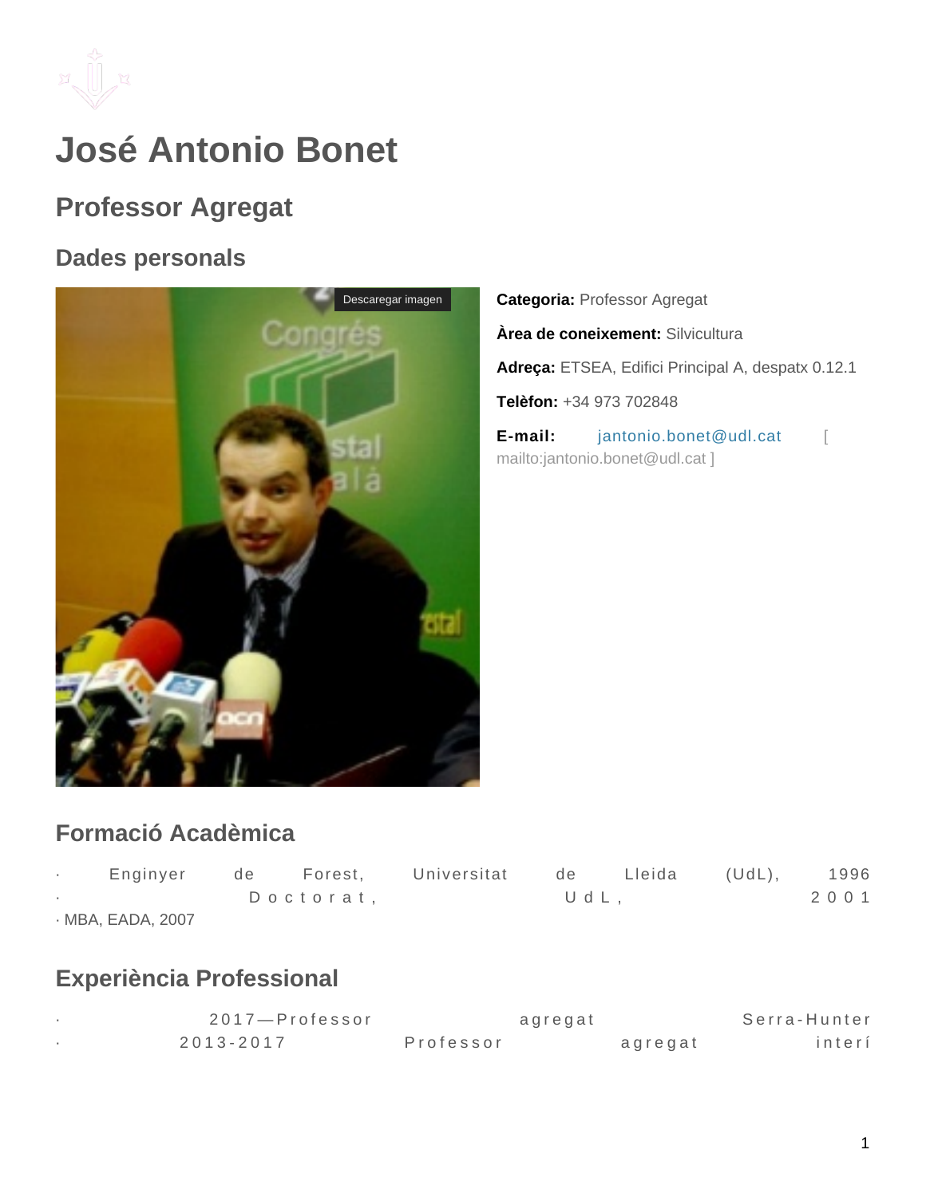# José Antonio Bonet

## Professor Agregat

### Dades personals

Descargar imagen

**Categoria:** Professor Agregat

**Àrea de coneixement:** Silvicultura

**Adreça:** ETSEA, Edifici Principal A, despatx 0.12.1

**Telèfon:** +34 973 702848

**E-mail:** jantonio.bonet@udl.cat [ mailto:jantonio.bonet@udl.cat ]

### Formació Acadèmica

· Enginyer de Forest, Universitat de Lleida (UdL), 1996
· Doctorat, UdL, 2001
· MBA, EADA, 2007

### Experiència Professional

· 2017—Professor agregat Serra-Hunter
· 2013-2017 Professor agregat interí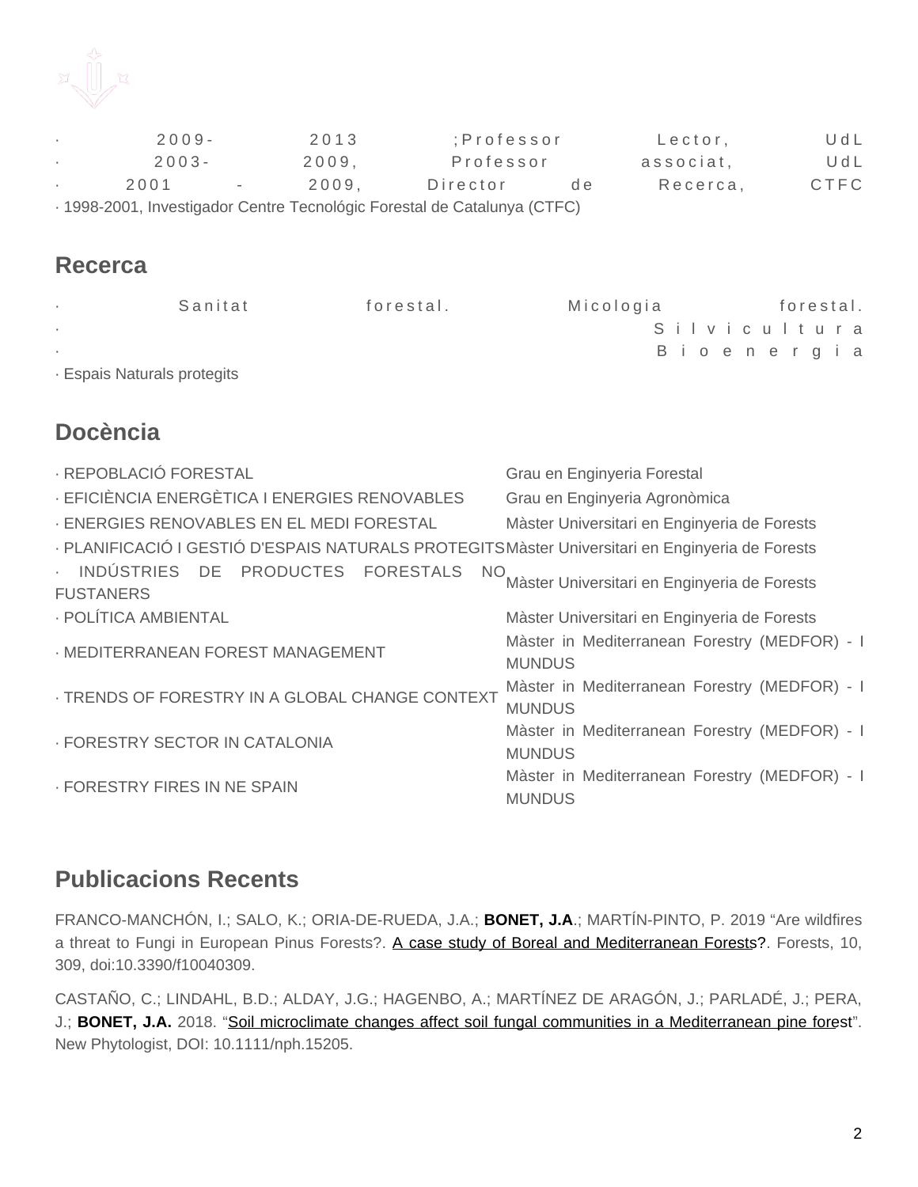· 2009- 2013 ;Professor Lector, UdL
· 2003- 2009, Professor associat, UdL
· 2001 - 2009, Director de Recerca, CTFC
· 1998-2001, Investigador Centre Tecnológic Forestal de Catalunya (CTFC)

## Recerca

· Sanitat forestal. Micologia forestal.
· Silvicultura
· Bioenergia
· Espais Naturals protegits

## Docència

| | |
|---|---|
| · REPOBLACIÓ FORESTAL | Grau en Enginyeria Forestal |
| · EFICIÈNCIA ENERGÈTICA I ENERGIES RENOVABLES | Grau en Enginyeria Agronòmica |
| · ENERGIES RENOVABLES EN EL MEDI FORESTAL | Màster Universitari en Enginyeria de Forests |
| · PLANIFICACIÓ I GESTIÓ D'ESPAIS NATURALS PROTEGITS | Màster Universitari en Enginyeria de Forests |
| · INDÚSTRIES DE PRODUCTES FORESTALS NO FUSTANERS | Màster Universitari en Enginyeria de Forests |
| · POLÍTICA AMBIENTAL | Màster Universitari en Enginyeria de Forests |
| · MEDITERRANEAN FOREST MANAGEMENT | Màster in Mediterranean Forestry (MEDFOR) - I MUNDUS |
| · TRENDS OF FORESTRY IN A GLOBAL CHANGE CONTEXT | Màster in Mediterranean Forestry (MEDFOR) - I MUNDUS |
| · FORESTRY SECTOR IN CATALONIA | Màster in Mediterranean Forestry (MEDFOR) - I MUNDUS |
| · FORESTRY FIRES IN NE SPAIN | Màster in Mediterranean Forestry (MEDFOR) - I MUNDUS |

## Publicacions Recents

FRANCO-MANCHÓN, I.; SALO, K.; ORIA-DE-RUEDA, J.A.; **BONET, J.A**.; MARTÍN-PINTO, P. 2019 “Are wildfires a threat to Fungi in European Pinus Forests?. A case study of Boreal and Mediterranean Forests?. Forests, 10, 309, doi:10.3390/f10040309.

CASTAÑO, C.; LINDAHL, B.D.; ALDAY, J.G.; HAGENBO, A.; MARTÍNEZ DE ARAGÓN, J.; PARLADÉ, J.; PERA, J.; **BONET, J.A.** 2018. “Soil microclimate changes affect soil fungal communities in a Mediterranean pine forest”. New Phytologist, DOI: 10.1111/nph.15205.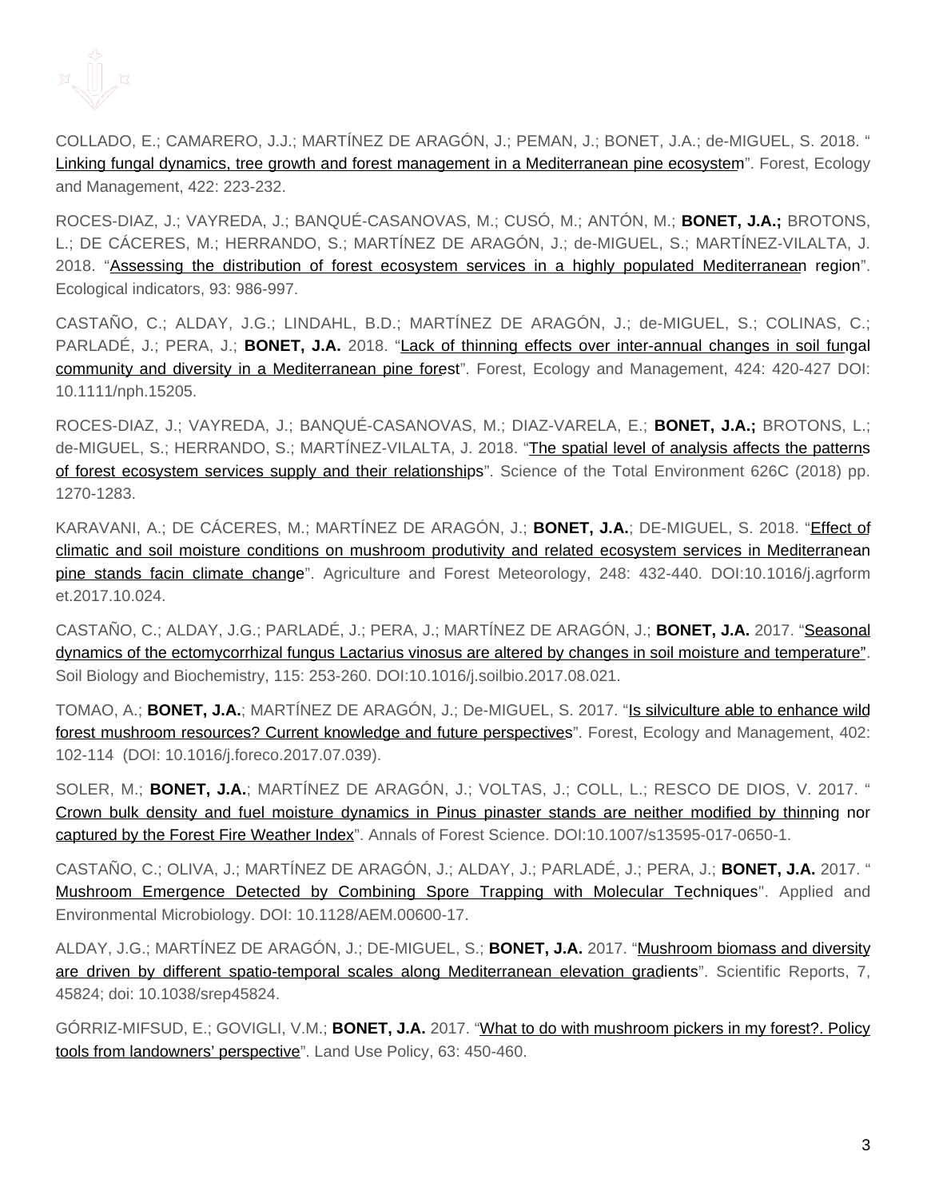COLLADO, E.; CAMARERO, J.J.; MARTÍNEZ DE ARAGÓN, J.; PEMAN, J.; BONET, J.A.; de-MIGUEL, S. 2018. "Linking fungal dynamics, tree growth and forest management in a Mediterranean pine ecosystem". Forest, Ecology and Management, 422: 223-232.

ROCES-DIAZ, J.; VAYREDA, J.; BANQUÉ-CASANOVAS, M.; CUSÓ, M.; ANTÓN, M.; **BONET, J.A.;** BROTONS, L.; DE CÁCERES, M.; HERRANDO, S.; MARTÍNEZ DE ARAGÓN, J.; de-MIGUEL, S.; MARTÍNEZ-VILALTA, J. 2018. "Assessing the distribution of forest ecosystem services in a highly populated Mediterranean region". Ecological indicators, 93: 986-997.

CASTAÑO, C.; ALDAY, J.G.; LINDAHL, B.D.; MARTÍNEZ DE ARAGÓN, J.; de-MIGUEL, S.; COLINAS, C.; PARLADÉ, J.; PERA, J.; **BONET, J.A.** 2018. "Lack of thinning effects over inter-annual changes in soil fungal community and diversity in a Mediterranean pine forest". Forest, Ecology and Management, 424: 420-427 DOI: 10.1111/nph.15205.

ROCES-DIAZ, J.; VAYREDA, J.; BANQUÉ-CASANOVAS, M.; DIAZ-VARELA, E.; **BONET, J.A.;** BROTONS, L.; de-MIGUEL, S.; HERRANDO, S.; MARTÍNEZ-VILALTA, J. 2018. "The spatial level of analysis affects the patterns of forest ecosystem services supply and their relationships". Science of the Total Environment 626C (2018) pp. 1270-1283.

KARAVANI, A.; DE CÁCERES, M.; MARTÍNEZ DE ARAGÓN, J.; **BONET, J.A.**; DE-MIGUEL, S. 2018. "Effect of climatic and soil moisture conditions on mushroom produtivity and related ecosystem services in Mediterranean pine stands facin climate change". Agriculture and Forest Meteorology, 248: 432-440. DOI:10.1016/j.agrform et.2017.10.024.

CASTAÑO, C.; ALDAY, J.G.; PARLADÉ, J.; PERA, J.; MARTÍNEZ DE ARAGÓN, J.; **BONET, J.A.** 2017. "Seasonal dynamics of the ectomycorrhizal fungus Lactarius vinosus are altered by changes in soil moisture and temperature". Soil Biology and Biochemistry, 115: 253-260. DOI:10.1016/j.soilbio.2017.08.021.

TOMAO, A.; **BONET, J.A.**; MARTÍNEZ DE ARAGÓN, J.; De-MIGUEL, S. 2017. "Is silviculture able to enhance wild forest mushroom resources? Current knowledge and future perspectives". Forest, Ecology and Management, 402: 102-114 (DOI: 10.1016/j.foreco.2017.07.039).

SOLER, M.; **BONET, J.A.**; MARTÍNEZ DE ARAGÓN, J.; VOLTAS, J.; COLL, L.; RESCO DE DIOS, V. 2017. "Crown bulk density and fuel moisture dynamics in Pinus pinaster stands are neither modified by thinning nor captured by the Forest Fire Weather Index". Annals of Forest Science. DOI:10.1007/s13595-017-0650-1.

CASTAÑO, C.; OLIVA, J.; MARTÍNEZ DE ARAGÓN, J.; ALDAY, J.; PARLADÉ, J.; PERA, J.; **BONET, J.A.** 2017. "Mushroom Emergence Detected by Combining Spore Trapping with Molecular Techniques". Applied and Environmental Microbiology. DOI: 10.1128/AEM.00600-17.

ALDAY, J.G.; MARTÍNEZ DE ARAGÓN, J.; DE-MIGUEL, S.; **BONET, J.A.** 2017. "Mushroom biomass and diversity are driven by different spatio-temporal scales along Mediterranean elevation gradients". Scientific Reports, 7, 45824; doi: 10.1038/srep45824.

GÓRRIZ-MIFSUD, E.; GOVIGLI, V.M.; **BONET, J.A.** 2017. "What to do with mushroom pickers in my forest?. Policy tools from landowners' perspective". Land Use Policy, 63: 450-460.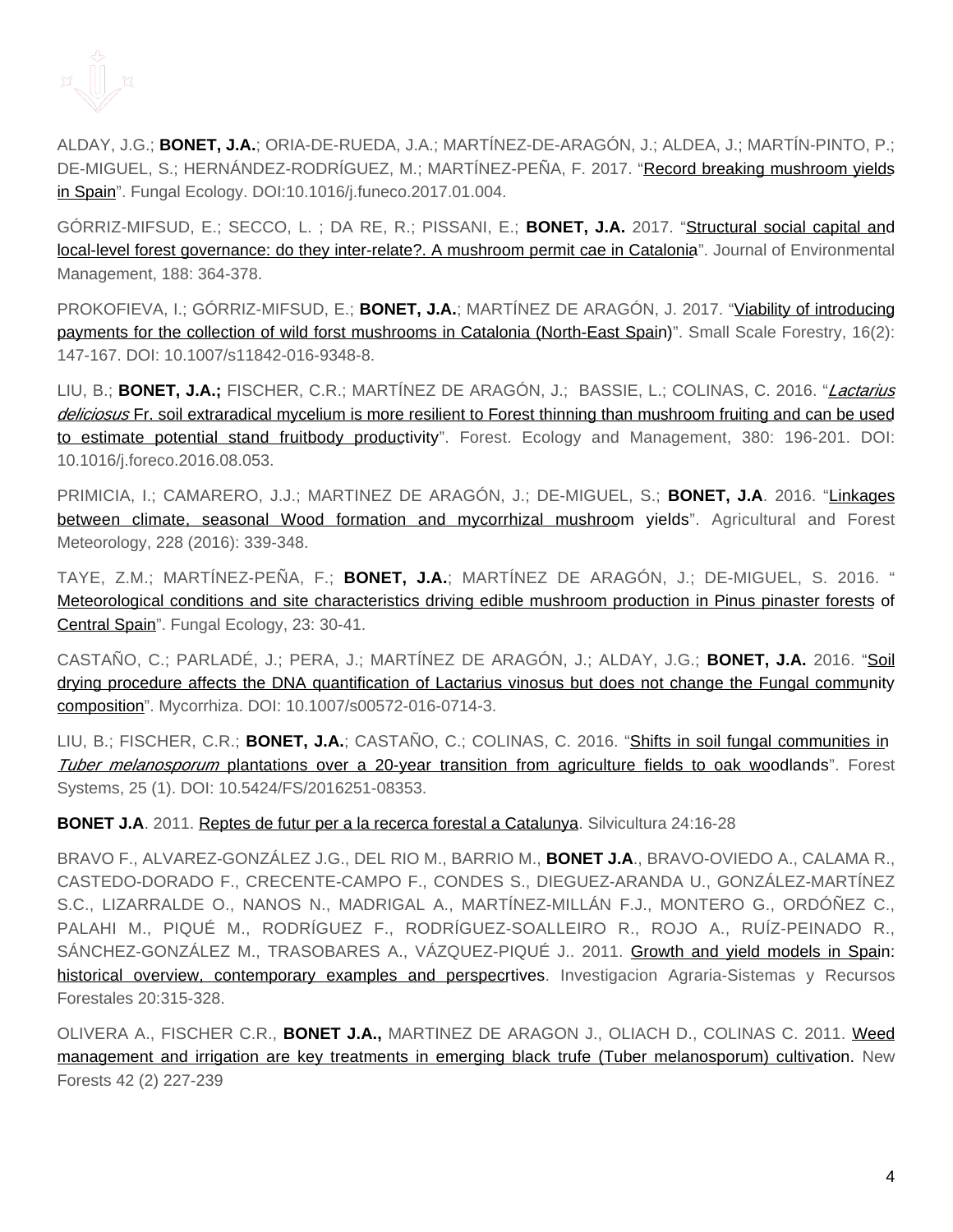ALDAY, J.G.; **BONET, J.A.**; ORIA-DE-RUEDA, J.A.; MARTÍNEZ-DE-ARAGÓN, J.; ALDEA, J.; MARTÍN-PINTO, P.; DE-MIGUEL, S.; HERNÁNDEZ-RODRÍGUEZ, M.; MARTÍNEZ-PEÑA, F. 2017. "Record breaking mushroom yields in Spain". Fungal Ecology. DOI:10.1016/j.funeco.2017.01.004.

GÓRRIZ-MIFSUD, E.; SECCO, L. ; DA RE, R.; PISSANI, E.; **BONET, J.A.** 2017. "Structural social capital and local-level forest governance: do they inter-relate?. A mushroom permit cae in Catalonia". Journal of Environmental Management, 188: 364-378.

PROKOFIEVA, I.; GÓRRIZ-MIFSUD, E.; **BONET, J.A.**; MARTÍNEZ DE ARAGÓN, J. 2017. "Viability of introducing payments for the collection of wild forst mushrooms in Catalonia (North-East Spain)". Small Scale Forestry, 16(2): 147-167. DOI: 10.1007/s11842-016-9348-8.

LIU, B.; **BONET, J.A.;** FISCHER, C.R.; MARTÍNEZ DE ARAGÓN, J.; BASSIE, L.; COLINAS, C. 2016. "*Lactarius deliciosus* Fr. soil extraradical mycelium is more resilient to Forest thinning than mushroom fruiting and can be used to estimate potential stand fruitbody productivity". Forest. Ecology and Management, 380: 196-201. DOI: 10.1016/j.foreco.2016.08.053.

PRIMICIA, I.; CAMARERO, J.J.; MARTINEZ DE ARAGÓN, J.; DE-MIGUEL, S.; **BONET, J.A**. 2016. "Linkages between climate, seasonal Wood formation and mycorrhizal mushroom yields". Agricultural and Forest Meteorology, 228 (2016): 339-348.

TAYE, Z.M.; MARTÍNEZ-PEÑA, F.; **BONET, J.A.**; MARTÍNEZ DE ARAGÓN, J.; DE-MIGUEL, S. 2016. "Meteorological conditions and site characteristics driving edible mushroom production in Pinus pinaster forests of Central Spain". Fungal Ecology, 23: 30-41.

CASTAÑO, C.; PARLADÉ, J.; PERA, J.; MARTÍNEZ DE ARAGÓN, J.; ALDAY, J.G.; **BONET, J.A.** 2016. "Soil drying procedure affects the DNA quantification of Lactarius vinosus but does not change the Fungal community composition". Mycorrhiza. DOI: 10.1007/s00572-016-0714-3.

LIU, B.; FISCHER, C.R.; **BONET, J.A.**; CASTAÑO, C.; COLINAS, C. 2016. "Shifts in soil fungal communities in *Tuber melanosporum* plantations over a 20-year transition from agriculture fields to oak woodlands". Forest Systems, 25 (1). DOI: 10.5424/FS/2016251-08353.

**BONET J.A**. 2011. Reptes de futur per a la recerca forestal a Catalunya. Silvicultura 24:16-28

BRAVO F., ALVAREZ-GONZÁLEZ J.G., DEL RIO M., BARRIO M., **BONET J.A**., BRAVO-OVIEDO A., CALAMA R., CASTEDO-DORADO F., CRECENTE-CAMPO F., CONDES S., DIEGUEZ-ARANDA U., GONZÁLEZ-MARTÍNEZ S.C., LIZARRALDE O., NANOS N., MADRIGAL A., MARTÍNEZ-MILLÁN F.J., MONTERO G., ORDÓÑEZ C., PALAHI M., PIQUÉ M., RODRÍGUEZ F., RODRÍGUEZ-SOALLEIRO R., ROJO A., RUÍZ-PEINADO R., SÁNCHEZ-GONZÁLEZ M., TRASOBARES A., VÁZQUEZ-PIQUÉ J.. 2011. Growth and yield models in Spain: historical overview, contemporary examples and perspecrtives. Investigacion Agraria-Sistemas y Recursos Forestales 20:315-328.

OLIVERA A., FISCHER C.R., **BONET J.A.,** MARTINEZ DE ARAGON J., OLIACH D., COLINAS C. 2011. Weed management and irrigation are key treatments in emerging black trufe (Tuber melanosporum) cultivation. New Forests 42 (2) 227-239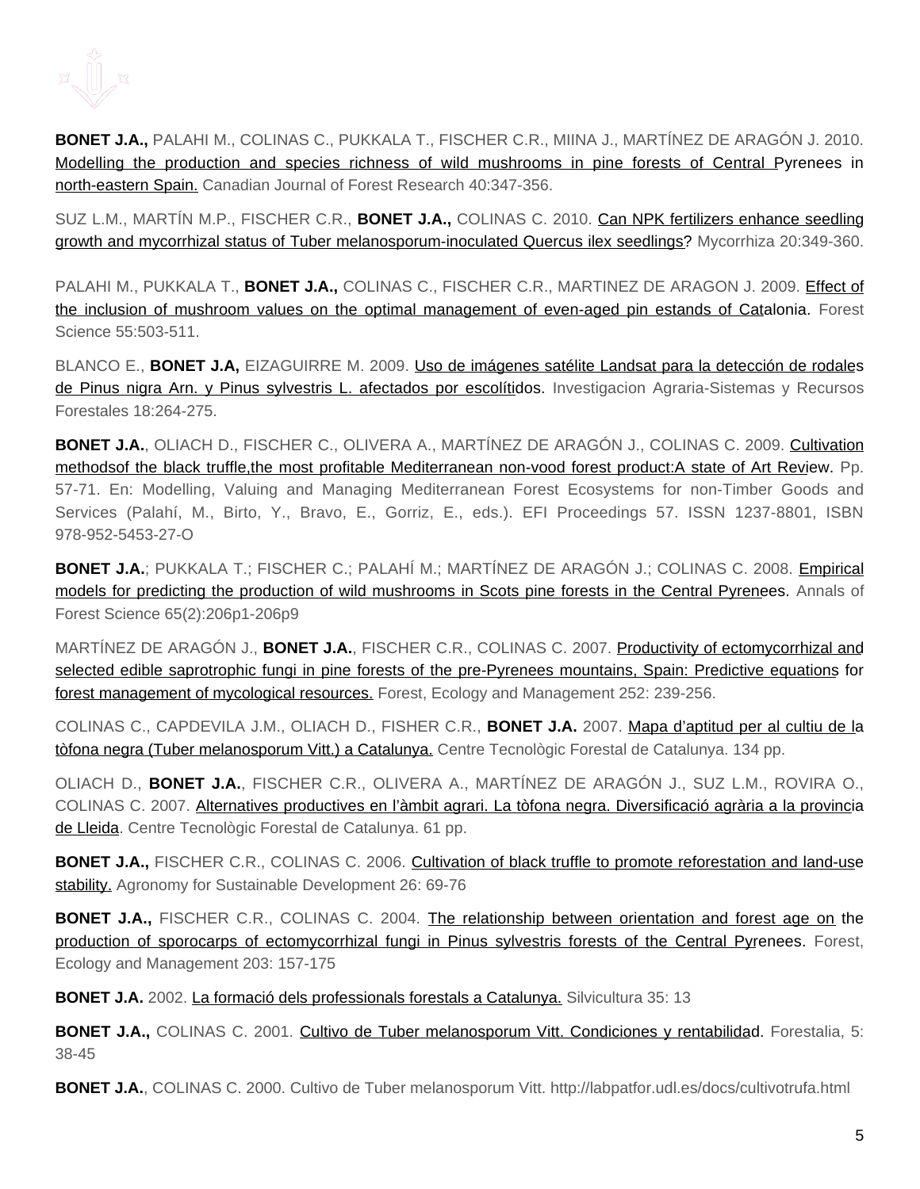**BONET J.A.,** PALAHI M., COLINAS C., PUKKALA T., FISCHER C.R., MIINA J., MARTÍNEZ DE ARAGÓN J. 2010. Modelling the production and species richness of wild mushrooms in pine forests of Central Pyrenees in north-eastern Spain. Canadian Journal of Forest Research 40:347-356.

SUZ L.M., MARTÍN M.P., FISCHER C.R., **BONET J.A.,** COLINAS C. 2010. Can NPK fertilizers enhance seedling growth and mycorrhizal status of Tuber melanosporum-inoculated Quercus ilex seedlings? Mycorrhiza 20:349-360.

PALAHI M., PUKKALA T., **BONET J.A.,** COLINAS C., FISCHER C.R., MARTINEZ DE ARAGON J. 2009. Effect of the inclusion of mushroom values on the optimal management of even-aged pin estands of Catalonia. Forest Science 55:503-511.

BLANCO E., **BONET J.A,** EIZAGUIRRE M. 2009. Uso de imágenes satélite Landsat para la detección de rodales de Pinus nigra Arn. y Pinus sylvestris L. afectados por escolítidos. Investigacion Agraria-Sistemas y Recursos Forestales 18:264-275.

**BONET J.A.**, OLIACH D., FISCHER C., OLIVERA A., MARTÍNEZ DE ARAGÓN J., COLINAS C. 2009. Cultivation methodsof the black truffle,the most profitable Mediterranean non-vood forest product:A state of Art Review. Pp. 57-71. En: Modelling, Valuing and Managing Mediterranean Forest Ecosystems for non-Timber Goods and Services (Palahí, M., Birto, Y., Bravo, E., Gorriz, E., eds.). EFI Proceedings 57. ISSN 1237-8801, ISBN 978-952-5453-27-O

**BONET J.A.**; PUKKALA T.; FISCHER C.; PALAHÍ M.; MARTÍNEZ DE ARAGÓN J.; COLINAS C. 2008. Empirical models for predicting the production of wild mushrooms in Scots pine forests in the Central Pyrenees. Annals of Forest Science 65(2):206p1-206p9

MARTÍNEZ DE ARAGÓN J., **BONET J.A.**, FISCHER C.R., COLINAS C. 2007. Productivity of ectomycorrhizal and selected edible saprotrophic fungi in pine forests of the pre-Pyrenees mountains, Spain: Predictive equations for forest management of mycological resources. Forest, Ecology and Management 252: 239-256.

COLINAS C., CAPDEVILA J.M., OLIACH D., FISHER C.R., **BONET J.A.** 2007. Mapa d'aptitud per al cultiu de la tòfona negra (Tuber melanosporum Vitt.) a Catalunya. Centre Tecnològic Forestal de Catalunya. 134 pp.

OLIACH D., **BONET J.A.**, FISCHER C.R., OLIVERA A., MARTÍNEZ DE ARAGÓN J., SUZ L.M., ROVIRA O., COLINAS C. 2007. Alternatives productives en l'àmbit agrari. La tòfona negra. Diversificació agrària a la provincia de Lleida. Centre Tecnològic Forestal de Catalunya. 61 pp.

**BONET J.A.,** FISCHER C.R., COLINAS C. 2006. Cultivation of black truffle to promote reforestation and land-use stability. Agronomy for Sustainable Development 26: 69-76

**BONET J.A.,** FISCHER C.R., COLINAS C. 2004. The relationship between orientation and forest age on the production of sporocarps of ectomycorrhizal fungi in Pinus sylvestris forests of the Central Pyrenees. Forest, Ecology and Management 203: 157-175

**BONET J.A.** 2002. La formació dels professionals forestals a Catalunya. Silvicultura 35: 13

**BONET J.A.,** COLINAS C. 2001. Cultivo de Tuber melanosporum Vitt. Condiciones y rentabilidad. Forestalia, 5: 38-45

**BONET J.A.**, COLINAS C. 2000. Cultivo de Tuber melanosporum Vitt. http://labpatfor.udl.es/docs/cultivotrufa.html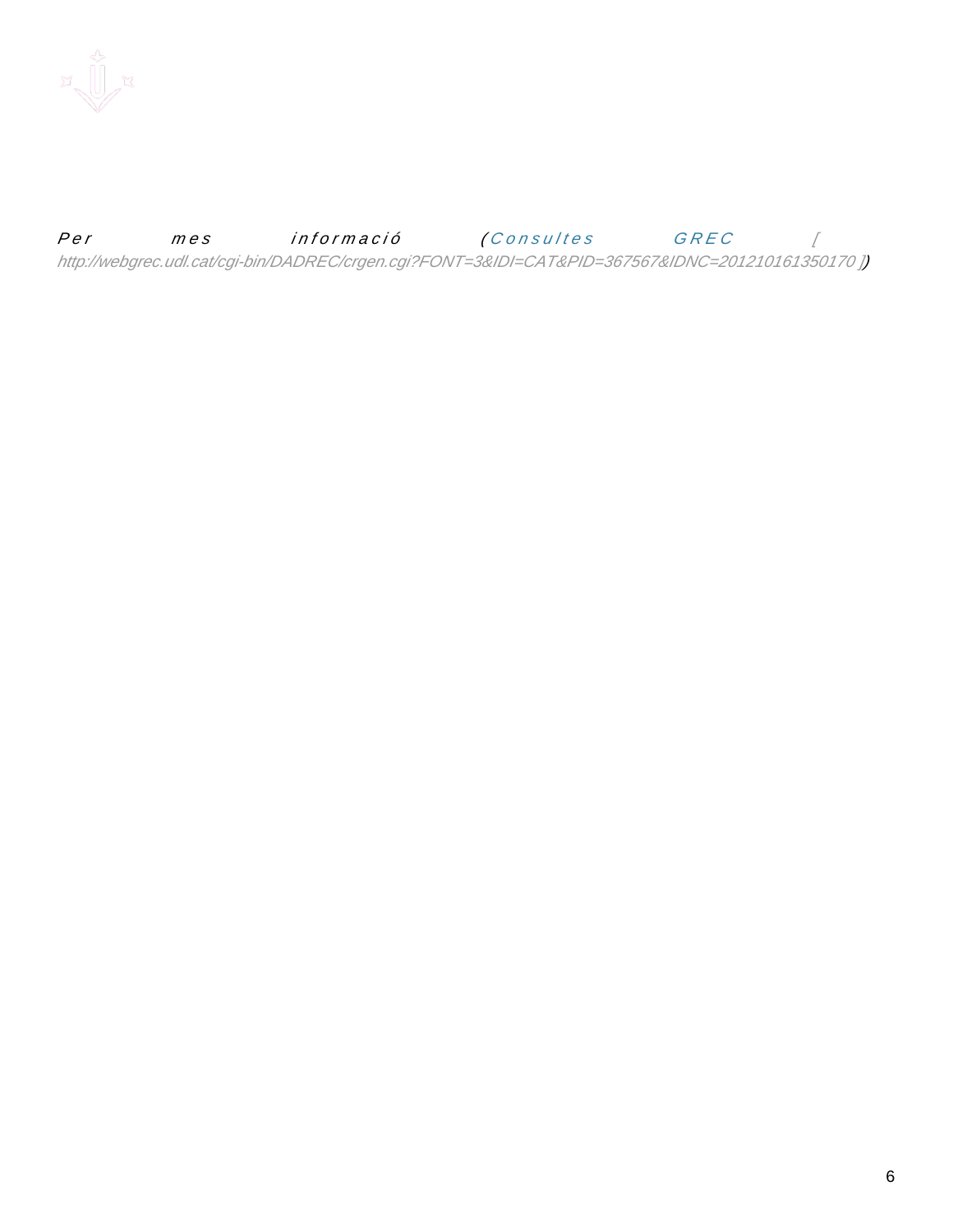*Per mes informació (Consultes GREC [ http://webgrec.udl.cat/cgi-bin/DADREC/crgen.cgi?FONT=3&IDI=CAT&PID=367567&IDNC=201210161350170 ])*